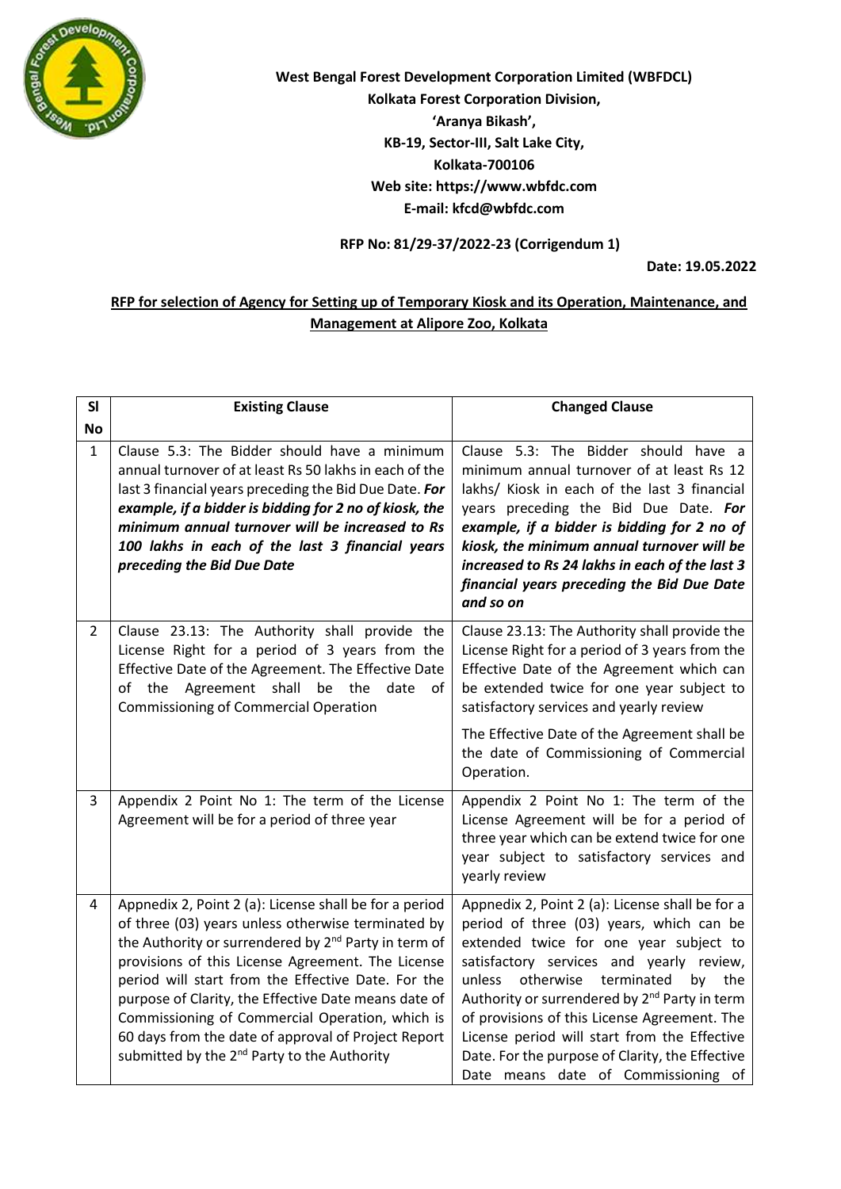**West Bengal Forest Development Corporation Limited (WBFDCL)**
**Kolkata Forest Corporation Division,**
**'Aranya Bikash',**
**KB-19, Sector-III, Salt Lake City,**
**Kolkata-700106**
**Web site: https://www.wbfdc.com**
**E-mail: kfcd@wbfdc.com**

**RFP No: 81/29-37/2022-23 (Corrigendum 1)**

**Date: 19.05.2022**

**RFP for selection of Agency for Setting up of Temporary Kiosk and its Operation, Maintenance, and Management at Alipore Zoo, Kolkata**

| Sl No | Existing Clause | Changed Clause |
|---|---|---|
| 1 | Clause 5.3: The Bidder should have a minimum annual turnover of at least Rs 50 lakhs in each of the last 3 financial years preceding the Bid Due Date. ***For example, if a bidder is bidding for 2 no of kiosk, the minimum annual turnover will be increased to Rs 100 lakhs in each of the last 3 financial years preceding the Bid Due Date*** | Clause 5.3: The Bidder should have a minimum annual turnover of at least Rs 12 lakhs/ Kiosk in each of the last 3 financial years preceding the Bid Due Date. ***For example, if a bidder is bidding for 2 no of kiosk, the minimum annual turnover will be increased to Rs 24 lakhs in each of the last 3 financial years preceding the Bid Due Date and so on*** |
| 2 | Clause 23.13: The Authority shall provide the License Right for a period of 3 years from the Effective Date of the Agreement. The Effective Date of the Agreement shall be the date of Commissioning of Commercial Operation | Clause 23.13: The Authority shall provide the License Right for a period of 3 years from the Effective Date of the Agreement which can be extended twice for one year subject to satisfactory services and yearly review<br><br>The Effective Date of the Agreement shall be the date of Commissioning of Commercial Operation. |
| 3 | Appendix 2 Point No 1: The term of the License Agreement will be for a period of three year | Appendix 2 Point No 1: The term of the License Agreement will be for a period of three year which can be extend twice for one year subject to satisfactory services and yearly review |
| 4 | Appnedix 2, Point 2 (a): License shall be for a period of three (03) years unless otherwise terminated by the Authority or surrendered by 2nd Party in term of provisions of this License Agreement. The License period will start from the Effective Date. For the purpose of Clarity, the Effective Date means date of Commissioning of Commercial Operation, which is 60 days from the date of approval of Project Report submitted by the 2nd Party to the Authority | Appnedix 2, Point 2 (a): License shall be for a period of three (03) years, which can be extended twice for one year subject to satisfactory services and yearly review, unless otherwise terminated by the Authority or surrendered by 2nd Party in term of provisions of this License Agreement. The License period will start from the Effective Date. For the purpose of Clarity, the Effective Date means date of Commissioning of |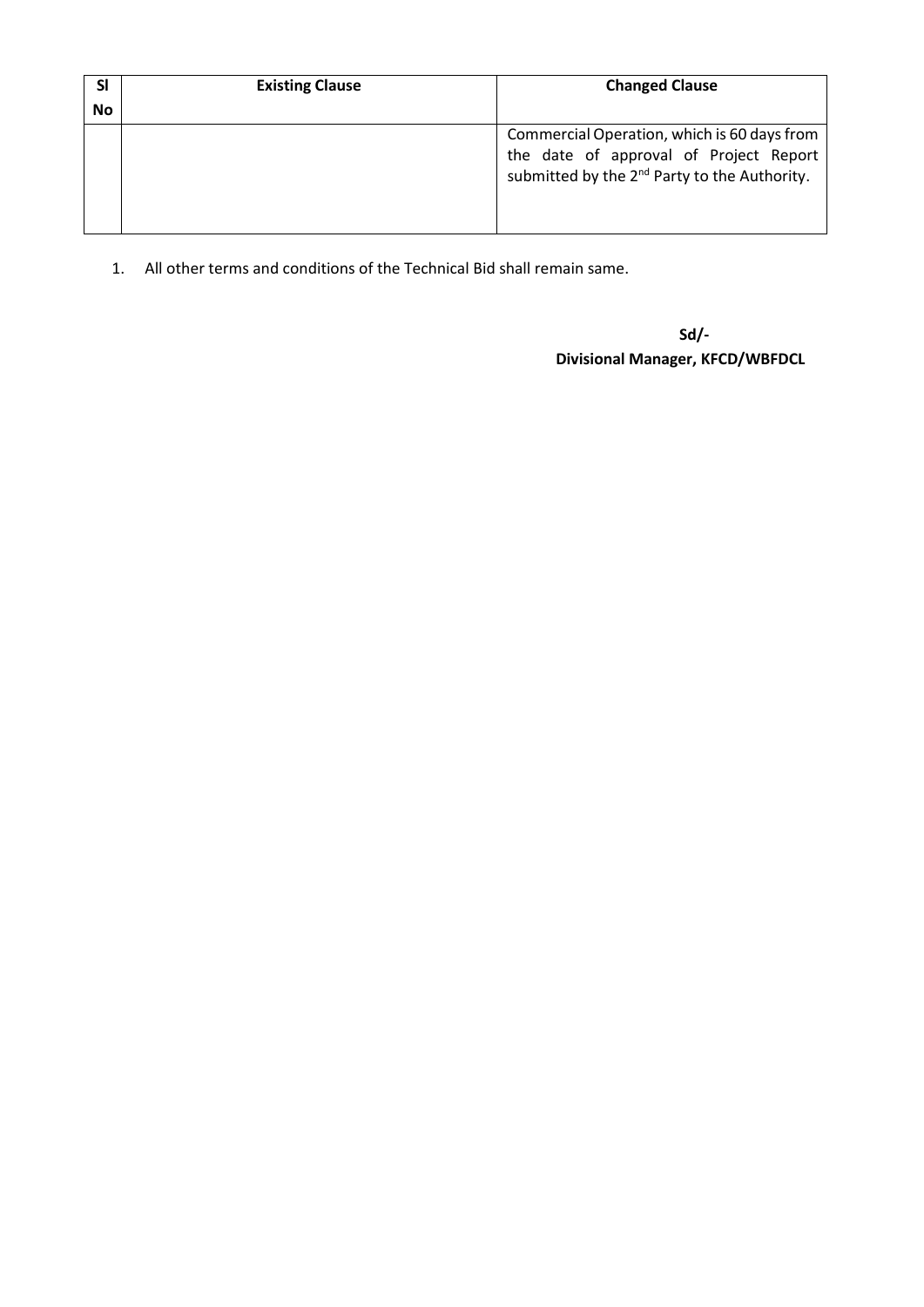| Sl No | Existing Clause | Changed Clause |
| --- | --- | --- |
| | | Commercial Operation, which is 60 days from the date of approval of Project Report submitted by the 2nd Party to the Authority. |

1. All other terms and conditions of the Technical Bid shall remain same.

**Sd/-**
**Divisional Manager, KFCD/WBFDCL**